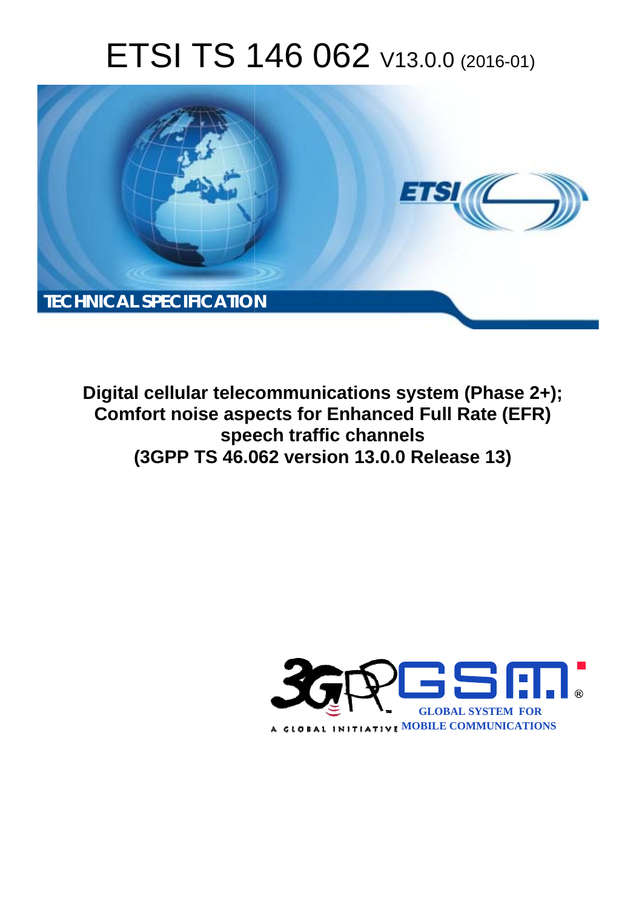# ETSI TS 146 062 V13.0.0 (2016-01)

TECHNICAL SPECIFICATION

**Digital cellular telecommunications system (Phase 2+); Comfort noise aspects for Enhanced Full Rate (EFR) speech traffic channels (3GPP TS 46.062 version 13.0.0 Release 13)**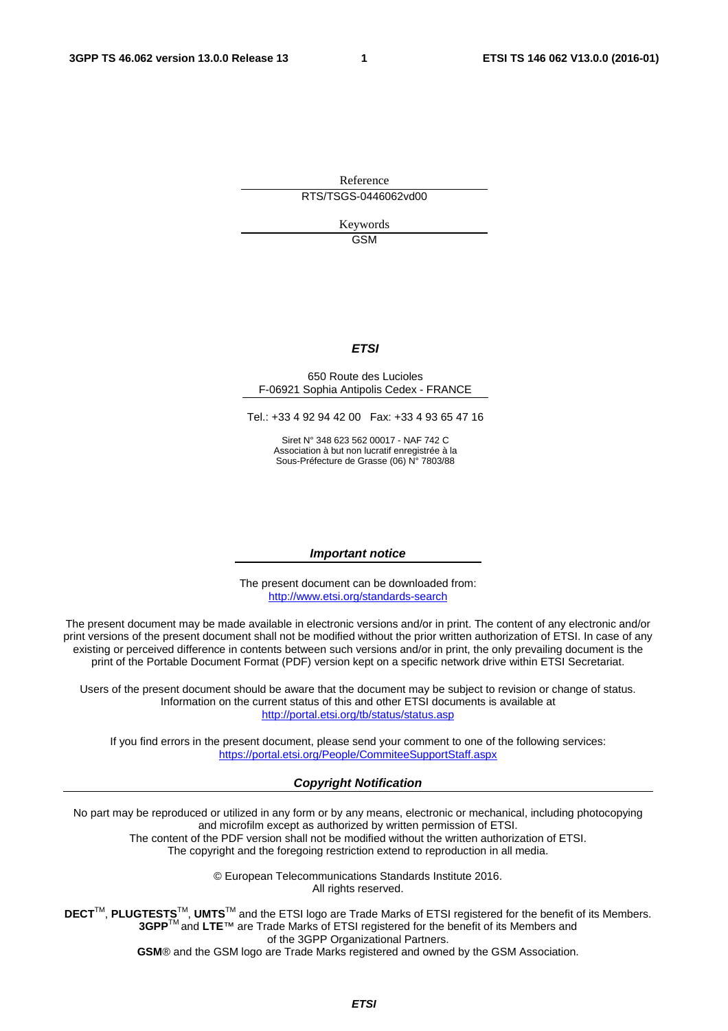Reference

RTS/TSGS-0446062vd00

Keywords

GSM

***ETSI***

650 Route des Lucioles
F-06921 Sophia Antipolis Cedex - FRANCE

Tel.: +33 4 92 94 42 00 Fax: +33 4 93 65 47 16

Siret N° 348 623 562 00017 - NAF 742 C
Association à but non lucratif enregistrée à la
Sous-Préfecture de Grasse (06) N° 7803/88

***Important notice***

The present document can be downloaded from:
http://www.etsi.org/standards-search

The present document may be made available in electronic versions and/or in print. The content of any electronic and/or print versions of the present document shall not be modified without the prior written authorization of ETSI. In case of any existing or perceived difference in contents between such versions and/or in print, the only prevailing document is the print of the Portable Document Format (PDF) version kept on a specific network drive within ETSI Secretariat.

Users of the present document should be aware that the document may be subject to revision or change of status. Information on the current status of this and other ETSI documents is available at
http://portal.etsi.org/tb/status/status.asp

If you find errors in the present document, please send your comment to one of the following services:
https://portal.etsi.org/People/CommiteeSupportStaff.aspx

***Copyright Notification***

No part may be reproduced or utilized in any form or by any means, electronic or mechanical, including photocopying and microfilm except as authorized by written permission of ETSI.
The content of the PDF version shall not be modified without the written authorization of ETSI.
The copyright and the foregoing restriction extend to reproduction in all media.

© European Telecommunications Standards Institute 2016.
All rights reserved.

**DECT**™, **PLUGTESTS**™, **UMTS**™ and the ETSI logo are Trade Marks of ETSI registered for the benefit of its Members.
**3GPP**™ and **LTE**™ are Trade Marks of ETSI registered for the benefit of its Members and of the 3GPP Organizational Partners.
**GSM**® and the GSM logo are Trade Marks registered and owned by the GSM Association.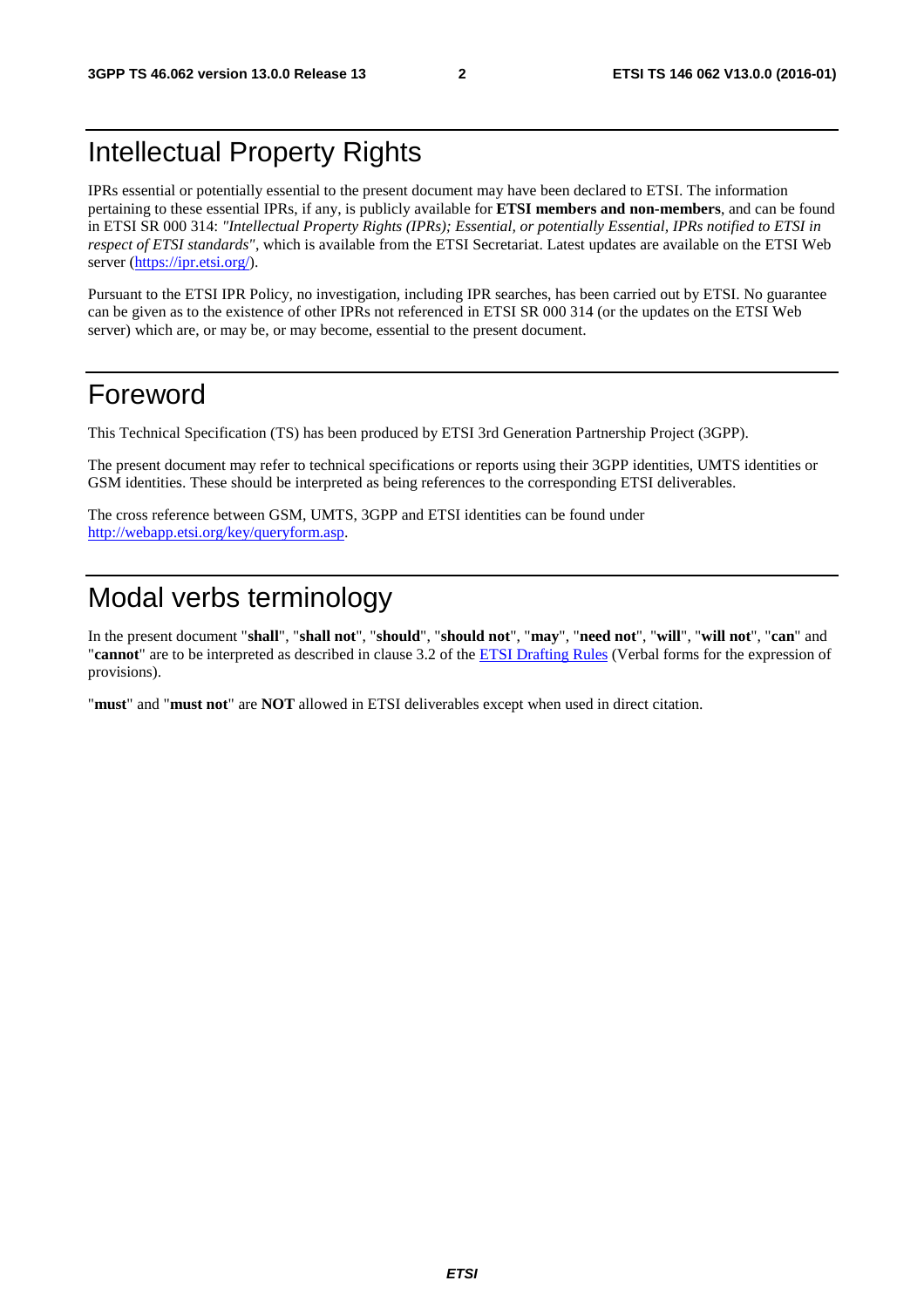# Intellectual Property Rights

IPRs essential or potentially essential to the present document may have been declared to ETSI. The information pertaining to these essential IPRs, if any, is publicly available for **ETSI members and non-members**, and can be found in ETSI SR 000 314: *"Intellectual Property Rights (IPRs); Essential, or potentially Essential, IPRs notified to ETSI in respect of ETSI standards"*, which is available from the ETSI Secretariat. Latest updates are available on the ETSI Web server (https://ipr.etsi.org/).

Pursuant to the ETSI IPR Policy, no investigation, including IPR searches, has been carried out by ETSI. No guarantee can be given as to the existence of other IPRs not referenced in ETSI SR 000 314 (or the updates on the ETSI Web server) which are, or may be, or may become, essential to the present document.

# Foreword

This Technical Specification (TS) has been produced by ETSI 3rd Generation Partnership Project (3GPP).

The present document may refer to technical specifications or reports using their 3GPP identities, UMTS identities or GSM identities. These should be interpreted as being references to the corresponding ETSI deliverables.

The cross reference between GSM, UMTS, 3GPP and ETSI identities can be found under http://webapp.etsi.org/key/queryform.asp.

# Modal verbs terminology

In the present document "**shall**", "**shall not**", "**should**", "**should not**", "**may**", "**need not**", "**will**", "**will not**", "**can**" and "**cannot**" are to be interpreted as described in clause 3.2 of the ETSI Drafting Rules (Verbal forms for the expression of provisions).

"**must**" and "**must not**" are **NOT** allowed in ETSI deliverables except when used in direct citation.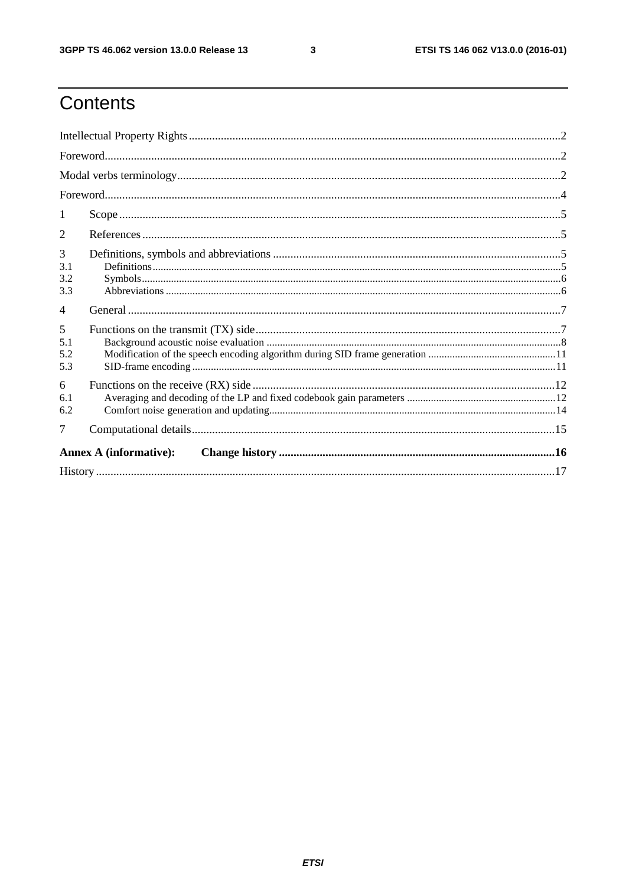# Contents

Intellectual Property Rights ..... 2

Foreword ..... 2

Modal verbs terminology ..... 2

Foreword ..... 4

1 Scope ..... 5

2 References ..... 5

3 Definitions, symbols and abbreviations ..... 5

3.1 Definitions ..... 5

3.2 Symbols ..... 6

3.3 Abbreviations ..... 6

4 General ..... 7

5 Functions on the transmit (TX) side ..... 7

5.1 Background acoustic noise evaluation ..... 8

5.2 Modification of the speech encoding algorithm during SID frame generation ..... 11

5.3 SID-frame encoding ..... 11

6 Functions on the receive (RX) side ..... 12

6.1 Averaging and decoding of the LP and fixed codebook gain parameters ..... 12

6.2 Comfort noise generation and updating ..... 14

7 Computational details ..... 15

**Annex A (informative): Change history ..... 16**

History ..... 17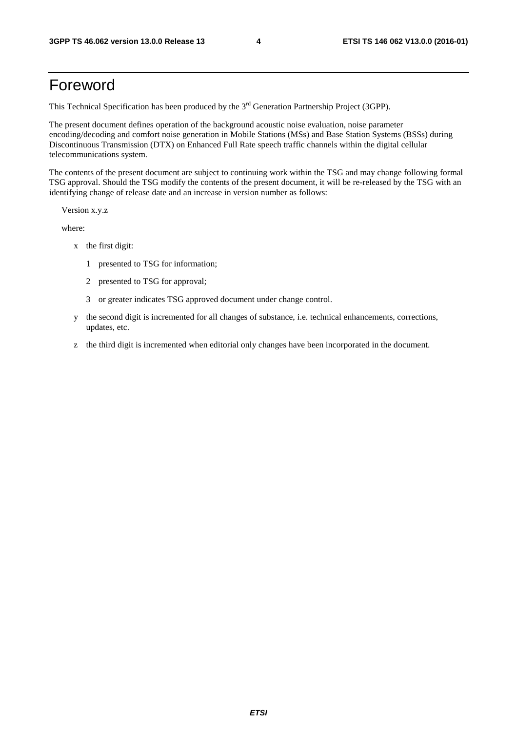# Foreword

This Technical Specification has been produced by the 3rd Generation Partnership Project (3GPP).

The present document defines operation of the background acoustic noise evaluation, noise parameter encoding/decoding and comfort noise generation in Mobile Stations (MSs) and Base Station Systems (BSSs) during Discontinuous Transmission (DTX) on Enhanced Full Rate speech traffic channels within the digital cellular telecommunications system.

The contents of the present document are subject to continuing work within the TSG and may change following formal TSG approval. Should the TSG modify the contents of the present document, it will be re-released by the TSG with an identifying change of release date and an increase in version number as follows:

Version x.y.z

where:

- x the first digit:
  - 1 presented to TSG for information;
  - 2 presented to TSG for approval;
  - 3 or greater indicates TSG approved document under change control.
- y the second digit is incremented for all changes of substance, i.e. technical enhancements, corrections, updates, etc.
- z the third digit is incremented when editorial only changes have been incorporated in the document.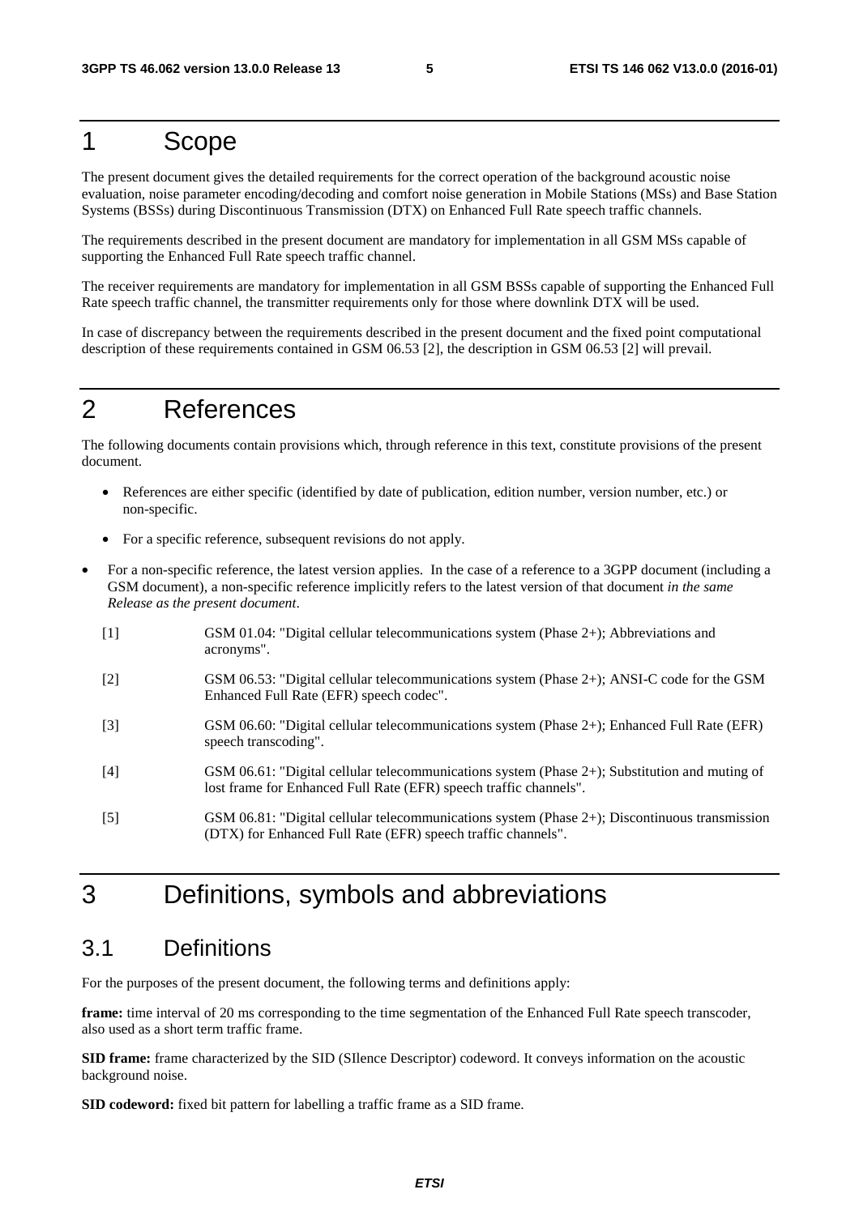# 1 Scope

The present document gives the detailed requirements for the correct operation of the background acoustic noise evaluation, noise parameter encoding/decoding and comfort noise generation in Mobile Stations (MSs) and Base Station Systems (BSSs) during Discontinuous Transmission (DTX) on Enhanced Full Rate speech traffic channels.

The requirements described in the present document are mandatory for implementation in all GSM MSs capable of supporting the Enhanced Full Rate speech traffic channel.

The receiver requirements are mandatory for implementation in all GSM BSSs capable of supporting the Enhanced Full Rate speech traffic channel, the transmitter requirements only for those where downlink DTX will be used.

In case of discrepancy between the requirements described in the present document and the fixed point computational description of these requirements contained in GSM 06.53 [2], the description in GSM 06.53 [2] will prevail.

# 2 References

The following documents contain provisions which, through reference in this text, constitute provisions of the present document.

- References are either specific (identified by date of publication, edition number, version number, etc.) or non-specific.
- For a specific reference, subsequent revisions do not apply.
- For a non-specific reference, the latest version applies. In the case of a reference to a 3GPP document (including a GSM document), a non-specific reference implicitly refers to the latest version of that document *in the same Release as the present document*.

[1] GSM 01.04: "Digital cellular telecommunications system (Phase 2+); Abbreviations and acronyms".

[2] GSM 06.53: "Digital cellular telecommunications system (Phase 2+); ANSI-C code for the GSM Enhanced Full Rate (EFR) speech codec".

[3] GSM 06.60: "Digital cellular telecommunications system (Phase 2+); Enhanced Full Rate (EFR) speech transcoding".

[4] GSM 06.61: "Digital cellular telecommunications system (Phase 2+); Substitution and muting of lost frame for Enhanced Full Rate (EFR) speech traffic channels".

[5] GSM 06.81: "Digital cellular telecommunications system (Phase 2+); Discontinuous transmission (DTX) for Enhanced Full Rate (EFR) speech traffic channels".

# 3 Definitions, symbols and abbreviations

## 3.1 Definitions

For the purposes of the present document, the following terms and definitions apply:

**frame:** time interval of 20 ms corresponding to the time segmentation of the Enhanced Full Rate speech transcoder, also used as a short term traffic frame.

**SID frame:** frame characterized by the SID (SIlence Descriptor) codeword. It conveys information on the acoustic background noise.

**SID codeword:** fixed bit pattern for labelling a traffic frame as a SID frame.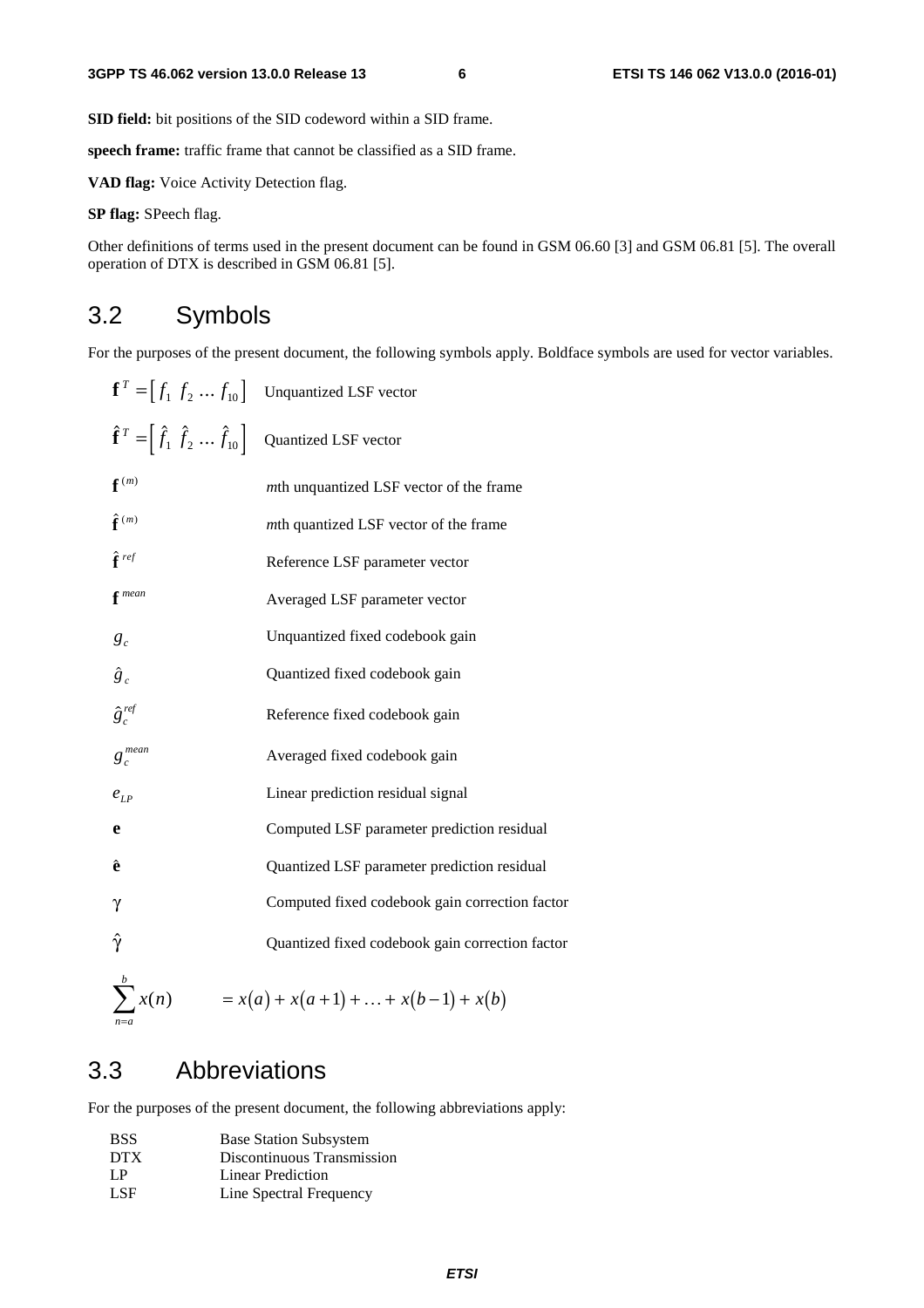**SID field:** bit positions of the SID codeword within a SID frame.

**speech frame:** traffic frame that cannot be classified as a SID frame.

**VAD flag:** Voice Activity Detection flag.

**SP flag:** SPeech flag.

Other definitions of terms used in the present document can be found in GSM 06.60 [3] and GSM 06.81 [5]. The overall operation of DTX is described in GSM 06.81 [5].

## 3.2 Symbols

For the purposes of the present document, the following symbols apply. Boldface symbols are used for vector variables.

| | |
|---|---|
| $\mathbf{f}^T = \left[ f_1 \; f_2 \; \dots \; f_{10} \right]$ | Unquantized LSF vector |
| $\hat{\mathbf{f}}^T = \left[ \hat{f}_1 \; \hat{f}_2 \; \dots \; \hat{f}_{10} \right]$ | Quantized LSF vector |
| $\mathbf{f}^{(m)}$ | *m*th unquantized LSF vector of the frame |
| $\hat{\mathbf{f}}^{(m)}$ | *m*th quantized LSF vector of the frame |
| $\hat{\mathbf{f}}^{ref}$ | Reference LSF parameter vector |
| $\mathbf{f}^{mean}$ | Averaged LSF parameter vector |
| $g_c$ | Unquantized fixed codebook gain |
| $\hat{g}_c$ | Quantized fixed codebook gain |
| $\hat{g}_c^{ref}$ | Reference fixed codebook gain |
| $g_c^{mean}$ | Averaged fixed codebook gain |
| $e_{LP}$ | Linear prediction residual signal |
| $\mathbf{e}$ | Computed LSF parameter prediction residual |
| $\hat{\mathbf{e}}$ | Quantized LSF parameter prediction residual |
| $\gamma$ | Computed fixed codebook gain correction factor |
| $\hat{\gamma}$ | Quantized fixed codebook gain correction factor |

$$\sum_{n=a}^{b} x(n) \qquad = x(a) + x(a+1) + \dots + x(b-1) + x(b)$$

## 3.3 Abbreviations

For the purposes of the present document, the following abbreviations apply:

| | |
|---|---|
| BSS | Base Station Subsystem |
| DTX | Discontinuous Transmission |
| LP | Linear Prediction |
| LSF | Line Spectral Frequency |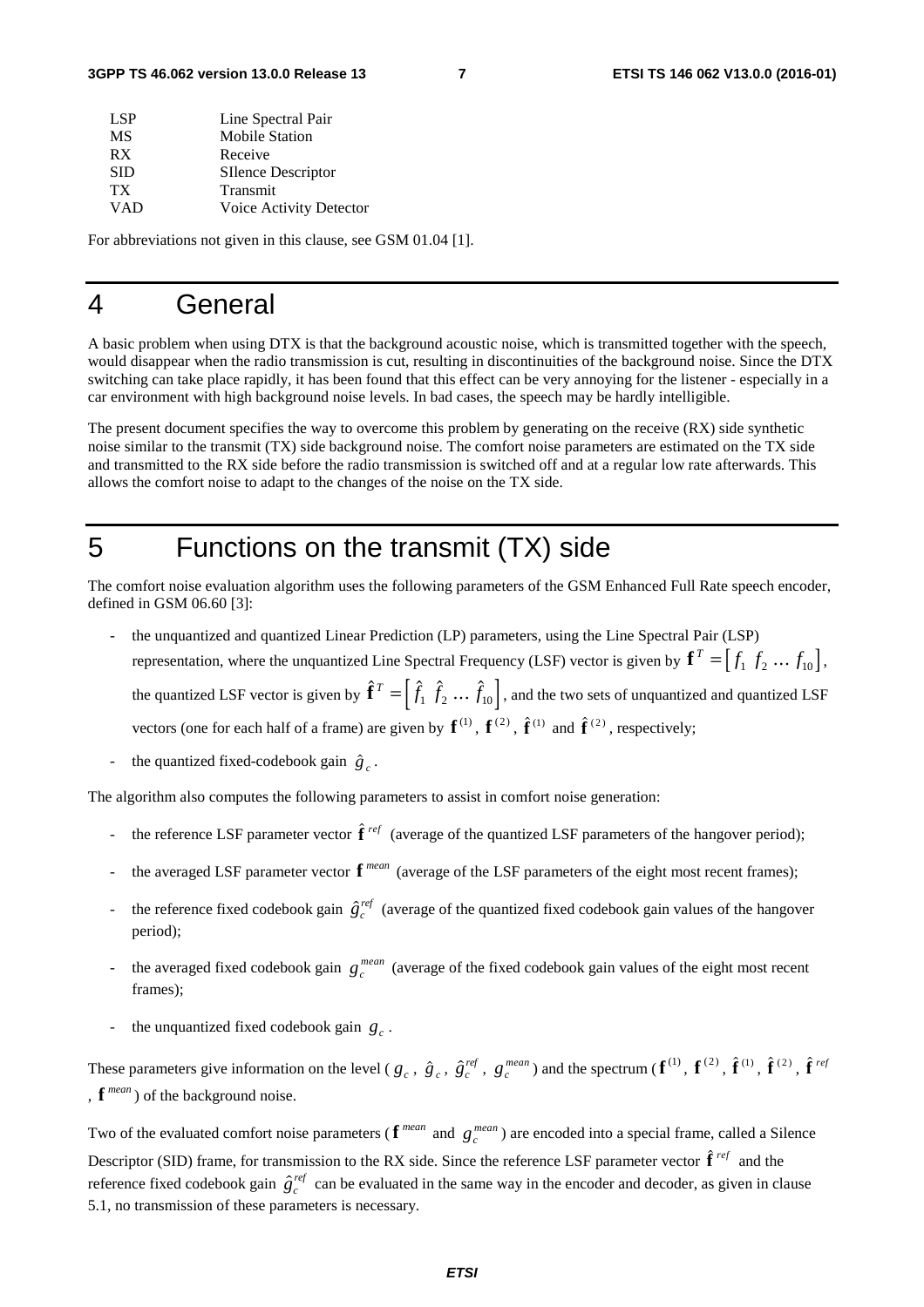| | |
|---|---|
| LSP | Line Spectral Pair |
| MS | Mobile Station |
| RX | Receive |
| SID | SIlence Descriptor |
| TX | Transmit |
| VAD | Voice Activity Detector |

For abbreviations not given in this clause, see GSM 01.04 [1].

# 4 General

A basic problem when using DTX is that the background acoustic noise, which is transmitted together with the speech, would disappear when the radio transmission is cut, resulting in discontinuities of the background noise. Since the DTX switching can take place rapidly, it has been found that this effect can be very annoying for the listener - especially in a car environment with high background noise levels. In bad cases, the speech may be hardly intelligible.

The present document specifies the way to overcome this problem by generating on the receive (RX) side synthetic noise similar to the transmit (TX) side background noise. The comfort noise parameters are estimated on the TX side and transmitted to the RX side before the radio transmission is switched off and at a regular low rate afterwards. This allows the comfort noise to adapt to the changes of the noise on the TX side.

# 5 Functions on the transmit (TX) side

The comfort noise evaluation algorithm uses the following parameters of the GSM Enhanced Full Rate speech encoder, defined in GSM 06.60 [3]:

- the unquantized and quantized Linear Prediction (LP) parameters, using the Line Spectral Pair (LSP) representation, where the unquantized Line Spectral Frequency (LSF) vector is given by $\mathbf{f}^T = \left[ f_1 \; f_2 \; \dots \; f_{10} \right]$, the quantized LSF vector is given by $\hat{\mathbf{f}}^T = \left[ \hat{f}_1 \; \hat{f}_2 \; \dots \; \hat{f}_{10} \right]$, and the two sets of unquantized and quantized LSF vectors (one for each half of a frame) are given by $\mathbf{f}^{(1)}$, $\mathbf{f}^{(2)}$, $\hat{\mathbf{f}}^{(1)}$ and $\hat{\mathbf{f}}^{(2)}$, respectively;
- the quantized fixed-codebook gain $\hat{g}_c$.

The algorithm also computes the following parameters to assist in comfort noise generation:

- the reference LSF parameter vector $\hat{\mathbf{f}}^{ref}$ (average of the quantized LSF parameters of the hangover period);
- the averaged LSF parameter vector $\mathbf{f}^{mean}$ (average of the LSF parameters of the eight most recent frames);
- the reference fixed codebook gain $\hat{g}_c^{ref}$ (average of the quantized fixed codebook gain values of the hangover period);
- the averaged fixed codebook gain $g_c^{mean}$ (average of the fixed codebook gain values of the eight most recent frames);
- the unquantized fixed codebook gain $g_c$.

These parameters give information on the level ($g_c$, $\hat{g}_c$, $\hat{g}_c^{ref}$, $g_c^{mean}$) and the spectrum ($\mathbf{f}^{(1)}$, $\mathbf{f}^{(2)}$, $\hat{\mathbf{f}}^{(1)}$, $\hat{\mathbf{f}}^{(2)}$, $\hat{\mathbf{f}}^{ref}$, $\mathbf{f}^{mean}$) of the background noise.

Two of the evaluated comfort noise parameters ($\mathbf{f}^{mean}$ and $g_c^{mean}$) are encoded into a special frame, called a Silence Descriptor (SID) frame, for transmission to the RX side. Since the reference LSF parameter vector $\hat{\mathbf{f}}^{ref}$ and the reference fixed codebook gain $\hat{g}_c^{ref}$ can be evaluated in the same way in the encoder and decoder, as given in clause 5.1, no transmission of these parameters is necessary.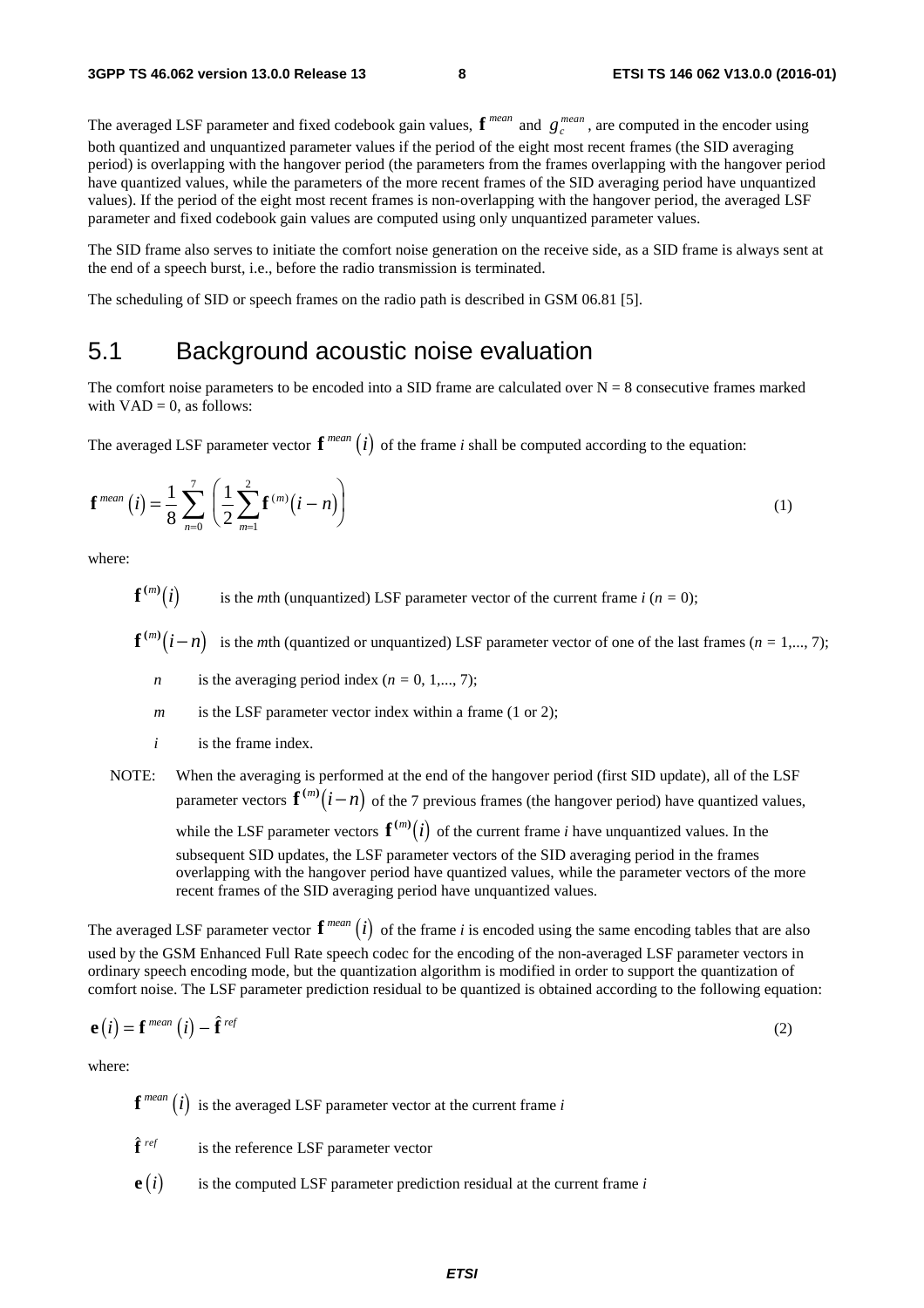The averaged LSF parameter and fixed codebook gain values, $\mathbf{f}^{mean}$ and $g_c^{mean}$, are computed in the encoder using both quantized and unquantized parameter values if the period of the eight most recent frames (the SID averaging period) is overlapping with the hangover period (the parameters from the frames overlapping with the hangover period have quantized values, while the parameters of the more recent frames of the SID averaging period have unquantized values). If the period of the eight most recent frames is non-overlapping with the hangover period, the averaged LSF parameter and fixed codebook gain values are computed using only unquantized parameter values.

The SID frame also serves to initiate the comfort noise generation on the receive side, as a SID frame is always sent at the end of a speech burst, i.e., before the radio transmission is terminated.

The scheduling of SID or speech frames on the radio path is described in GSM 06.81 [5].

## 5.1 Background acoustic noise evaluation

The comfort noise parameters to be encoded into a SID frame are calculated over N = 8 consecutive frames marked with VAD = 0, as follows:

The averaged LSF parameter vector $\mathbf{f}^{mean}(i)$ of the frame *i* shall be computed according to the equation:

$$\mathbf{f}^{mean}(i) = \frac{1}{8}\sum_{n=0}^{7}\left(\frac{1}{2}\sum_{m=1}^{2}\mathbf{f}^{(m)}(i-n)\right) \qquad (1)$$

where:

- $\mathbf{f}^{(m)}(i)$ is the *m*th (unquantized) LSF parameter vector of the current frame *i* ($n = 0$);
- $\mathbf{f}^{(m)}(i-n)$ is the *m*th (quantized or unquantized) LSF parameter vector of one of the last frames ($n = 1,..., 7$);
- $n$ is the averaging period index ($n = 0, 1,..., 7$);
- $m$ is the LSF parameter vector index within a frame (1 or 2);
- $i$ is the frame index.

NOTE: When the averaging is performed at the end of the hangover period (first SID update), all of the LSF parameter vectors $\mathbf{f}^{(m)}(i-n)$ of the 7 previous frames (the hangover period) have quantized values, while the LSF parameter vectors $\mathbf{f}^{(m)}(i)$ of the current frame *i* have unquantized values. In the subsequent SID updates, the LSF parameter vectors of the SID averaging period in the frames overlapping with the hangover period have quantized values, while the parameter vectors of the more recent frames of the SID averaging period have unquantized values.

The averaged LSF parameter vector $\mathbf{f}^{mean}(i)$ of the frame *i* is encoded using the same encoding tables that are also used by the GSM Enhanced Full Rate speech codec for the encoding of the non-averaged LSF parameter vectors in ordinary speech encoding mode, but the quantization algorithm is modified in order to support the quantization of comfort noise. The LSF parameter prediction residual to be quantized is obtained according to the following equation:

$$\mathbf{e}(i) = \mathbf{f}^{mean}(i) - \hat{\mathbf{f}}^{ref} \qquad (2)$$

where:

- $\mathbf{f}^{mean}(i)$ is the averaged LSF parameter vector at the current frame *i*
- $\hat{\mathbf{f}}^{ref}$ is the reference LSF parameter vector
- $\mathbf{e}(i)$ is the computed LSF parameter prediction residual at the current frame *i*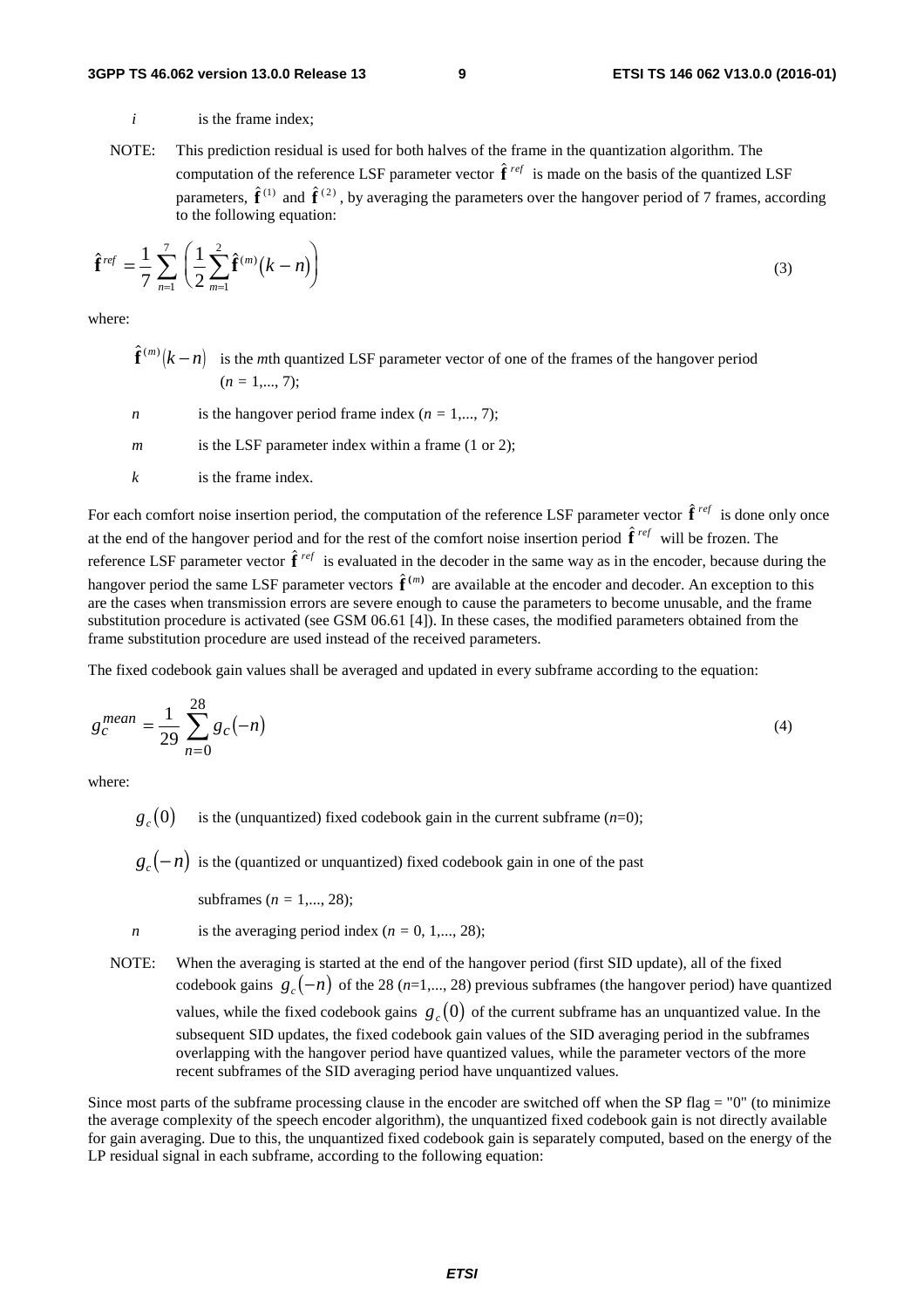$i$ is the frame index;

NOTE: This prediction residual is used for both halves of the frame in the quantization algorithm. The computation of the reference LSF parameter vector $\hat{\mathbf{f}}^{ref}$ is made on the basis of the quantized LSF parameters, $\hat{\mathbf{f}}^{(1)}$ and $\hat{\mathbf{f}}^{(2)}$, by averaging the parameters over the hangover period of 7 frames, according to the following equation:

$$\hat{\mathbf{f}}^{ref} = \frac{1}{7}\sum_{n=1}^{7}\left(\frac{1}{2}\sum_{m=1}^{2}\hat{\mathbf{f}}^{(m)}(k-n)\right) \tag{3}$$

where:

$\hat{\mathbf{f}}^{(m)}(k-n)$ is the $m$th quantized LSF parameter vector of one of the frames of the hangover period ($n$ = 1,..., 7);

$n$ is the hangover period frame index ($n$ = 1,..., 7);

$m$ is the LSF parameter index within a frame (1 or 2);

$k$ is the frame index.

For each comfort noise insertion period, the computation of the reference LSF parameter vector $\hat{\mathbf{f}}^{ref}$ is done only once at the end of the hangover period and for the rest of the comfort noise insertion period $\hat{\mathbf{f}}^{ref}$ will be frozen. The reference LSF parameter vector $\hat{\mathbf{f}}^{ref}$ is evaluated in the decoder in the same way as in the encoder, because during the hangover period the same LSF parameter vectors $\hat{\mathbf{f}}^{(m)}$ are available at the encoder and decoder. An exception to this are the cases when transmission errors are severe enough to cause the parameters to become unusable, and the frame substitution procedure is activated (see GSM 06.61 [4]). In these cases, the modified parameters obtained from the frame substitution procedure are used instead of the received parameters.

The fixed codebook gain values shall be averaged and updated in every subframe according to the equation:

$$g_c^{mean} = \frac{1}{29}\sum_{n=0}^{28} g_c(-n) \tag{4}$$

where:

$g_c(0)$ is the (unquantized) fixed codebook gain in the current subframe ($n$=0);

$g_c(-n)$ is the (quantized or unquantized) fixed codebook gain in one of the past subframes ($n$ = 1,..., 28);

$n$ is the averaging period index ($n$ = 0, 1,..., 28);

NOTE: When the averaging is started at the end of the hangover period (first SID update), all of the fixed codebook gains $g_c(-n)$ of the 28 ($n$=1,..., 28) previous subframes (the hangover period) have quantized values, while the fixed codebook gains $g_c(0)$ of the current subframe has an unquantized value. In the subsequent SID updates, the fixed codebook gain values of the SID averaging period in the subframes overlapping with the hangover period have quantized values, while the parameter vectors of the more recent subframes of the SID averaging period have unquantized values.

Since most parts of the subframe processing clause in the encoder are switched off when the SP flag = "0" (to minimize the average complexity of the speech encoder algorithm), the unquantized fixed codebook gain is not directly available for gain averaging. Due to this, the unquantized fixed codebook gain is separately computed, based on the energy of the LP residual signal in each subframe, according to the following equation: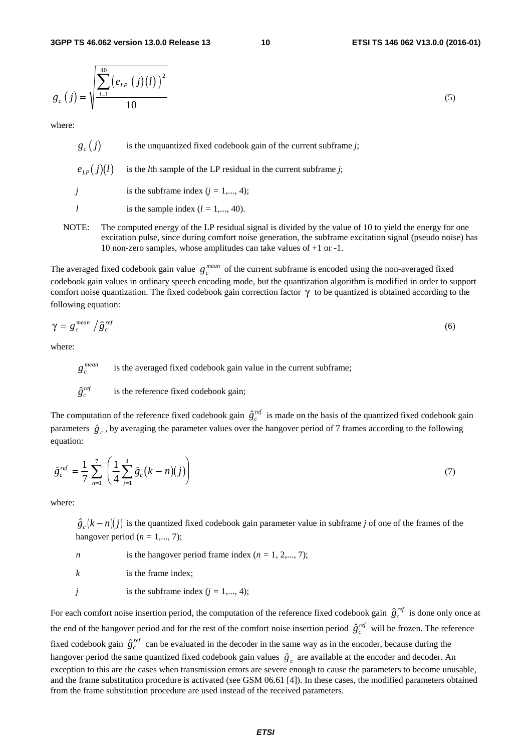$$g_c(j) = \sqrt{\frac{\sum_{l=1}^{40} \left(e_{LP}(j)(l)\right)^2}{10}} \tag{5}$$

where:

$g_c(j)$ is the unquantized fixed codebook gain of the current subframe *j*;

$e_{LP}(j)(l)$ is the *l*th sample of the LP residual in the current subframe *j*;

$j$ is the subframe index ($j$ = 1,..., 4);

$l$ is the sample index ($l$ = 1,..., 40).

NOTE: The computed energy of the LP residual signal is divided by the value of 10 to yield the energy for one excitation pulse, since during comfort noise generation, the subframe excitation signal (pseudo noise) has 10 non-zero samples, whose amplitudes can take values of +1 or -1.

The averaged fixed codebook gain value $g_c^{mean}$ of the current subframe is encoded using the non-averaged fixed codebook gain values in ordinary speech encoding mode, but the quantization algorithm is modified in order to support comfort noise quantization. The fixed codebook gain correction factor $\gamma$ to be quantized is obtained according to the following equation:

$$\gamma = g_c^{mean} / \hat{g}_c^{ref} \tag{6}$$

where:

$g_c^{mean}$ is the averaged fixed codebook gain value in the current subframe;

$\hat{g}_c^{ref}$ is the reference fixed codebook gain;

The computation of the reference fixed codebook gain $\hat{g}_c^{ref}$ is made on the basis of the quantized fixed codebook gain parameters $\hat{g}_c$, by averaging the parameter values over the hangover period of 7 frames according to the following equation:

$$\hat{g}_c^{ref} = \frac{1}{7} \sum_{n=1}^{7} \left( \frac{1}{4} \sum_{j=1}^{4} \hat{g}_c(k-n)(j) \right) \tag{7}$$

where:

$\hat{g}_c(k-n)(j)$ is the quantized fixed codebook gain parameter value in subframe *j* of one of the frames of the hangover period ($n$ = 1,..., 7);

$n$ is the hangover period frame index ($n$ = 1, 2,..., 7);

$k$ is the frame index;

$j$ is the subframe index ($j$ = 1,..., 4);

For each comfort noise insertion period, the computation of the reference fixed codebook gain $\hat{g}_c^{ref}$ is done only once at the end of the hangover period and for the rest of the comfort noise insertion period $\hat{g}_c^{ref}$ will be frozen. The reference fixed codebook gain $\hat{g}_c^{ref}$ can be evaluated in the decoder in the same way as in the encoder, because during the hangover period the same quantized fixed codebook gain values $\hat{g}_c$ are available at the encoder and decoder. An exception to this are the cases when transmission errors are severe enough to cause the parameters to become unusable, and the frame substitution procedure is activated (see GSM 06.61 [4]). In these cases, the modified parameters obtained from the frame substitution procedure are used instead of the received parameters.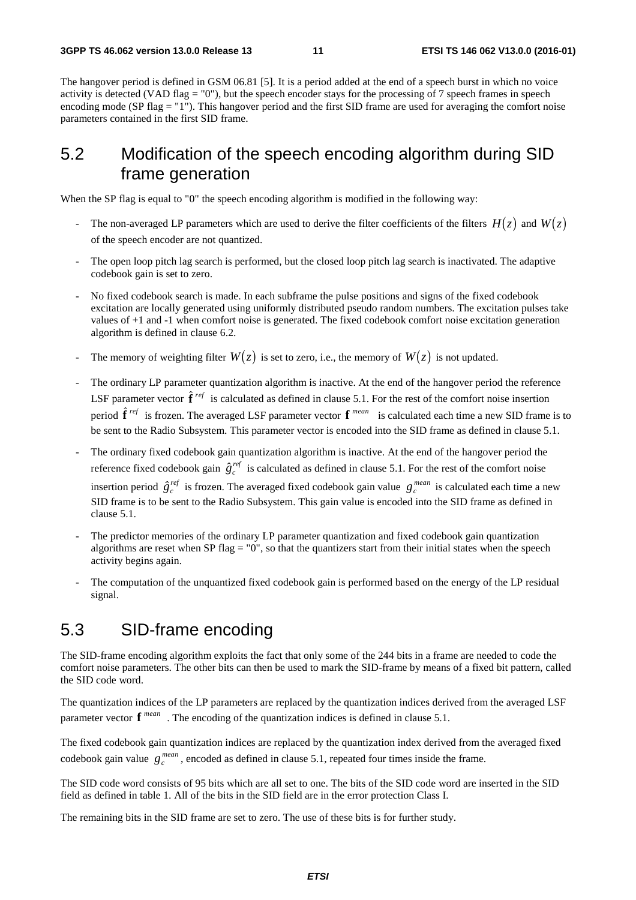The hangover period is defined in GSM 06.81 [5]. It is a period added at the end of a speech burst in which no voice activity is detected (VAD flag = "0"), but the speech encoder stays for the processing of 7 speech frames in speech encoding mode (SP flag = "1"). This hangover period and the first SID frame are used for averaging the comfort noise parameters contained in the first SID frame.

## 5.2 Modification of the speech encoding algorithm during SID frame generation

When the SP flag is equal to "0" the speech encoding algorithm is modified in the following way:

- The non-averaged LP parameters which are used to derive the filter coefficients of the filters $H(z)$ and $W(z)$ of the speech encoder are not quantized.
- The open loop pitch lag search is performed, but the closed loop pitch lag search is inactivated. The adaptive codebook gain is set to zero.
- No fixed codebook search is made. In each subframe the pulse positions and signs of the fixed codebook excitation are locally generated using uniformly distributed pseudo random numbers. The excitation pulses take values of +1 and -1 when comfort noise is generated. The fixed codebook comfort noise excitation generation algorithm is defined in clause 6.2.
- The memory of weighting filter $W(z)$ is set to zero, i.e., the memory of $W(z)$ is not updated.
- The ordinary LP parameter quantization algorithm is inactive. At the end of the hangover period the reference LSF parameter vector $\hat{\mathbf{f}}^{ref}$ is calculated as defined in clause 5.1. For the rest of the comfort noise insertion period $\hat{\mathbf{f}}^{ref}$ is frozen. The averaged LSF parameter vector $\mathbf{f}^{mean}$ is calculated each time a new SID frame is to be sent to the Radio Subsystem. This parameter vector is encoded into the SID frame as defined in clause 5.1.
- The ordinary fixed codebook gain quantization algorithm is inactive. At the end of the hangover period the reference fixed codebook gain $\hat{g}_c^{ref}$ is calculated as defined in clause 5.1. For the rest of the comfort noise insertion period $\hat{g}_c^{ref}$ is frozen. The averaged fixed codebook gain value $g_c^{mean}$ is calculated each time a new SID frame is to be sent to the Radio Subsystem. This gain value is encoded into the SID frame as defined in clause 5.1.
- The predictor memories of the ordinary LP parameter quantization and fixed codebook gain quantization algorithms are reset when SP flag = "0", so that the quantizers start from their initial states when the speech activity begins again.
- The computation of the unquantized fixed codebook gain is performed based on the energy of the LP residual signal.

## 5.3 SID-frame encoding

The SID-frame encoding algorithm exploits the fact that only some of the 244 bits in a frame are needed to code the comfort noise parameters. The other bits can then be used to mark the SID-frame by means of a fixed bit pattern, called the SID code word.

The quantization indices of the LP parameters are replaced by the quantization indices derived from the averaged LSF parameter vector $\mathbf{f}^{mean}$. The encoding of the quantization indices is defined in clause 5.1.

The fixed codebook gain quantization indices are replaced by the quantization index derived from the averaged fixed codebook gain value $g_c^{mean}$, encoded as defined in clause 5.1, repeated four times inside the frame.

The SID code word consists of 95 bits which are all set to one. The bits of the SID code word are inserted in the SID field as defined in table 1. All of the bits in the SID field are in the error protection Class I.

The remaining bits in the SID frame are set to zero. The use of these bits is for further study.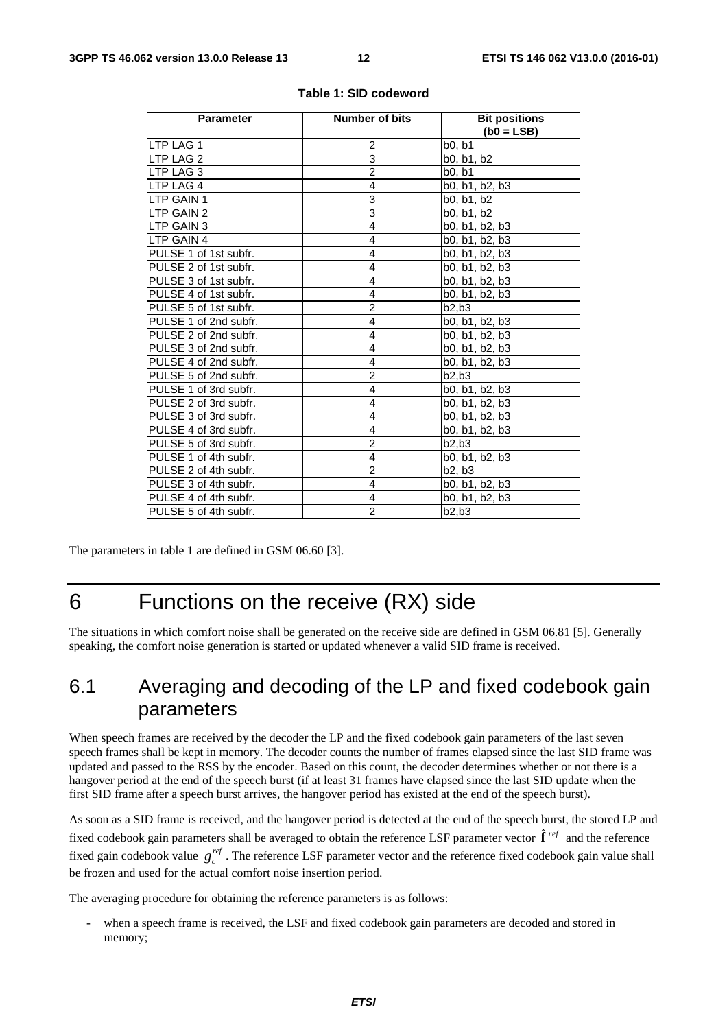**Table 1: SID codeword**

| Parameter | Number of bits | Bit positions (b0 = LSB) |
| --- | --- | --- |
| LTP LAG 1 | 2 | b0, b1 |
| LTP LAG 2 | 3 | b0, b1, b2 |
| LTP LAG 3 | 2 | b0, b1 |
| LTP LAG 4 | 4 | b0, b1, b2, b3 |
| LTP GAIN 1 | 3 | b0, b1, b2 |
| LTP GAIN 2 | 3 | b0, b1, b2 |
| LTP GAIN 3 | 4 | b0, b1, b2, b3 |
| LTP GAIN 4 | 4 | b0, b1, b2, b3 |
| PULSE 1 of 1st subfr. | 4 | b0, b1, b2, b3 |
| PULSE 2 of 1st subfr. | 4 | b0, b1, b2, b3 |
| PULSE 3 of 1st subfr. | 4 | b0, b1, b2, b3 |
| PULSE 4 of 1st subfr. | 4 | b0, b1, b2, b3 |
| PULSE 5 of 1st subfr. | 2 | b2,b3 |
| PULSE 1 of 2nd subfr. | 4 | b0, b1, b2, b3 |
| PULSE 2 of 2nd subfr. | 4 | b0, b1, b2, b3 |
| PULSE 3 of 2nd subfr. | 4 | b0, b1, b2, b3 |
| PULSE 4 of 2nd subfr. | 4 | b0, b1, b2, b3 |
| PULSE 5 of 2nd subfr. | 2 | b2,b3 |
| PULSE 1 of 3rd subfr. | 4 | b0, b1, b2, b3 |
| PULSE 2 of 3rd subfr. | 4 | b0, b1, b2, b3 |
| PULSE 3 of 3rd subfr. | 4 | b0, b1, b2, b3 |
| PULSE 4 of 3rd subfr. | 4 | b0, b1, b2, b3 |
| PULSE 5 of 3rd subfr. | 2 | b2,b3 |
| PULSE 1 of 4th subfr. | 4 | b0, b1, b2, b3 |
| PULSE 2 of 4th subfr. | 2 | b2, b3 |
| PULSE 3 of 4th subfr. | 4 | b0, b1, b2, b3 |
| PULSE 4 of 4th subfr. | 4 | b0, b1, b2, b3 |
| PULSE 5 of 4th subfr. | 2 | b2,b3 |

The parameters in table 1 are defined in GSM 06.60 [3].

# 6 Functions on the receive (RX) side

The situations in which comfort noise shall be generated on the receive side are defined in GSM 06.81 [5]. Generally speaking, the comfort noise generation is started or updated whenever a valid SID frame is received.

## 6.1 Averaging and decoding of the LP and fixed codebook gain parameters

When speech frames are received by the decoder the LP and the fixed codebook gain parameters of the last seven speech frames shall be kept in memory. The decoder counts the number of frames elapsed since the last SID frame was updated and passed to the RSS by the encoder. Based on this count, the decoder determines whether or not there is a hangover period at the end of the speech burst (if at least 31 frames have elapsed since the last SID update when the first SID frame after a speech burst arrives, the hangover period has existed at the end of the speech burst).

As soon as a SID frame is received, and the hangover period is detected at the end of the speech burst, the stored LP and fixed codebook gain parameters shall be averaged to obtain the reference LSF parameter vector $\hat{\mathbf{f}}^{ref}$ and the reference fixed gain codebook value $g_c^{ref}$. The reference LSF parameter vector and the reference fixed codebook gain value shall be frozen and used for the actual comfort noise insertion period.

The averaging procedure for obtaining the reference parameters is as follows:

- when a speech frame is received, the LSF and fixed codebook gain parameters are decoded and stored in memory;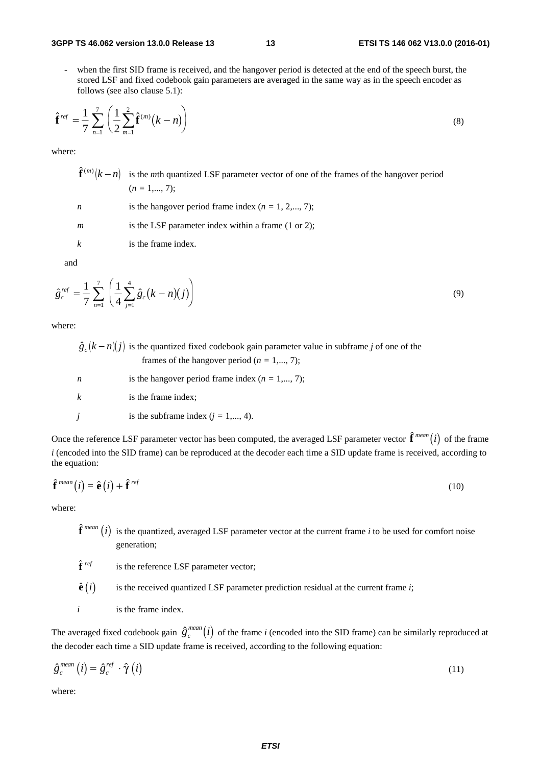- when the first SID frame is received, and the hangover period is detected at the end of the speech burst, the stored LSF and fixed codebook gain parameters are averaged in the same way as in the speech encoder as follows (see also clause 5.1):

$$\hat{\mathbf{f}}^{ref} = \frac{1}{7}\sum_{n=1}^{7}\left(\frac{1}{2}\sum_{m=1}^{2}\hat{\mathbf{f}}^{(m)}(k-n)\right) \tag{8}$$

where:

- $\hat{\mathbf{f}}^{(m)}(k-n)$ is the *m*th quantized LSF parameter vector of one of the frames of the hangover period ($n = 1,..., 7$);
- $n$ is the hangover period frame index ($n = 1, 2,..., 7$);
- $m$ is the LSF parameter index within a frame (1 or 2);
- $k$ is the frame index.

and

$$\hat{g}_c^{ref} = \frac{1}{7}\sum_{n=1}^{7}\left(\frac{1}{4}\sum_{j=1}^{4}\hat{g}_c(k-n)(j)\right) \tag{9}$$

where:

- $\hat{g}_c(k-n)(j)$ is the quantized fixed codebook gain parameter value in subframe *j* of one of the frames of the hangover period ($n = 1,..., 7$);
- $n$ is the hangover period frame index ($n = 1,..., 7$);
- $k$ is the frame index;
- $j$ is the subframe index ($j = 1,..., 4$).

Once the reference LSF parameter vector has been computed, the averaged LSF parameter vector $\hat{\mathbf{f}}^{mean}(i)$ of the frame *i* (encoded into the SID frame) can be reproduced at the decoder each time a SID update frame is received, according to the equation:

$$\hat{\mathbf{f}}^{mean}(i) = \hat{\mathbf{e}}(i) + \hat{\mathbf{f}}^{ref} \tag{10}$$

where:

- $\hat{\mathbf{f}}^{mean}(i)$ is the quantized, averaged LSF parameter vector at the current frame *i* to be used for comfort noise generation;
- $\hat{\mathbf{f}}^{ref}$ is the reference LSF parameter vector;
- $\hat{\mathbf{e}}(i)$ is the received quantized LSF parameter prediction residual at the current frame *i*;
- $i$ is the frame index.

The averaged fixed codebook gain $\hat{g}_c^{mean}(i)$ of the frame *i* (encoded into the SID frame) can be similarly reproduced at the decoder each time a SID update frame is received, according to the following equation:

$$\hat{g}_c^{mean}(i) = \hat{g}_c^{ref} \cdot \hat{\gamma}(i) \tag{11}$$

where: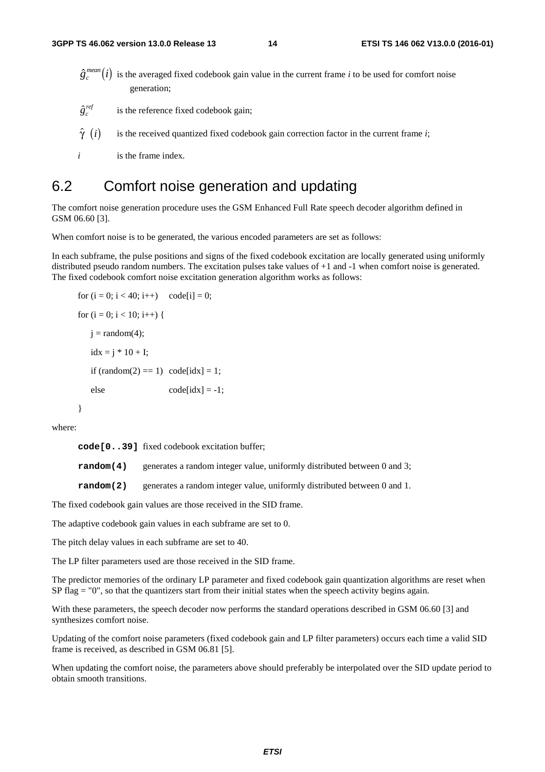$\hat{g}_c^{mean}(i)$ is the averaged fixed codebook gain value in the current frame *i* to be used for comfort noise generation;

$\hat{g}_c^{ref}$ is the reference fixed codebook gain;

$\hat{\gamma}(i)$ is the received quantized fixed codebook gain correction factor in the current frame *i*;

*i* is the frame index.

## 6.2 Comfort noise generation and updating

The comfort noise generation procedure uses the GSM Enhanced Full Rate speech decoder algorithm defined in GSM 06.60 [3].

When comfort noise is to be generated, the various encoded parameters are set as follows:

In each subframe, the pulse positions and signs of the fixed codebook excitation are locally generated using uniformly distributed pseudo random numbers. The excitation pulses take values of +1 and -1 when comfort noise is generated. The fixed codebook comfort noise excitation generation algorithm works as follows:

```
for (i = 0; i < 40; i++)    code[i] = 0;
for (i = 0; i < 10; i++) {
    j = random(4);
    idx = j * 10 + I;
    if (random(2) == 1)  code[idx] = 1;
    else                 code[idx] = -1;
}
```

where:

**code[0..39]** fixed codebook excitation buffer;

**random(4)** generates a random integer value, uniformly distributed between 0 and 3;

**random(2)** generates a random integer value, uniformly distributed between 0 and 1.

The fixed codebook gain values are those received in the SID frame.

The adaptive codebook gain values in each subframe are set to 0.

The pitch delay values in each subframe are set to 40.

The LP filter parameters used are those received in the SID frame.

The predictor memories of the ordinary LP parameter and fixed codebook gain quantization algorithms are reset when SP flag = "0", so that the quantizers start from their initial states when the speech activity begins again.

With these parameters, the speech decoder now performs the standard operations described in GSM 06.60 [3] and synthesizes comfort noise.

Updating of the comfort noise parameters (fixed codebook gain and LP filter parameters) occurs each time a valid SID frame is received, as described in GSM 06.81 [5].

When updating the comfort noise, the parameters above should preferably be interpolated over the SID update period to obtain smooth transitions.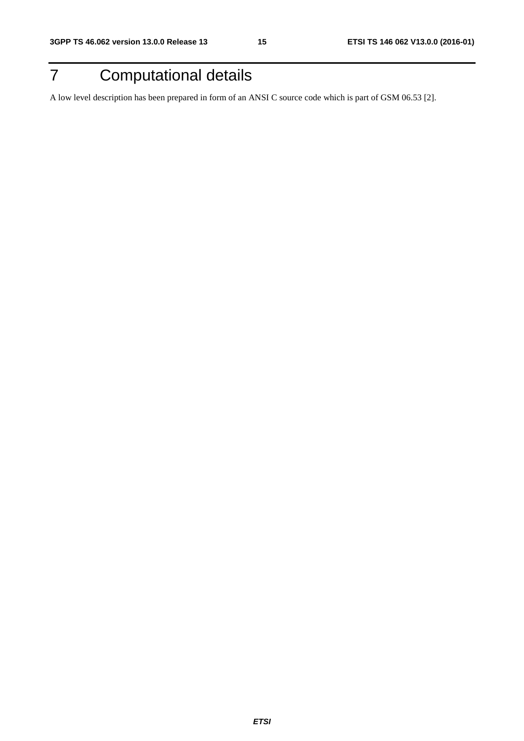# 7 Computational details

A low level description has been prepared in form of an ANSI C source code which is part of GSM 06.53 [2].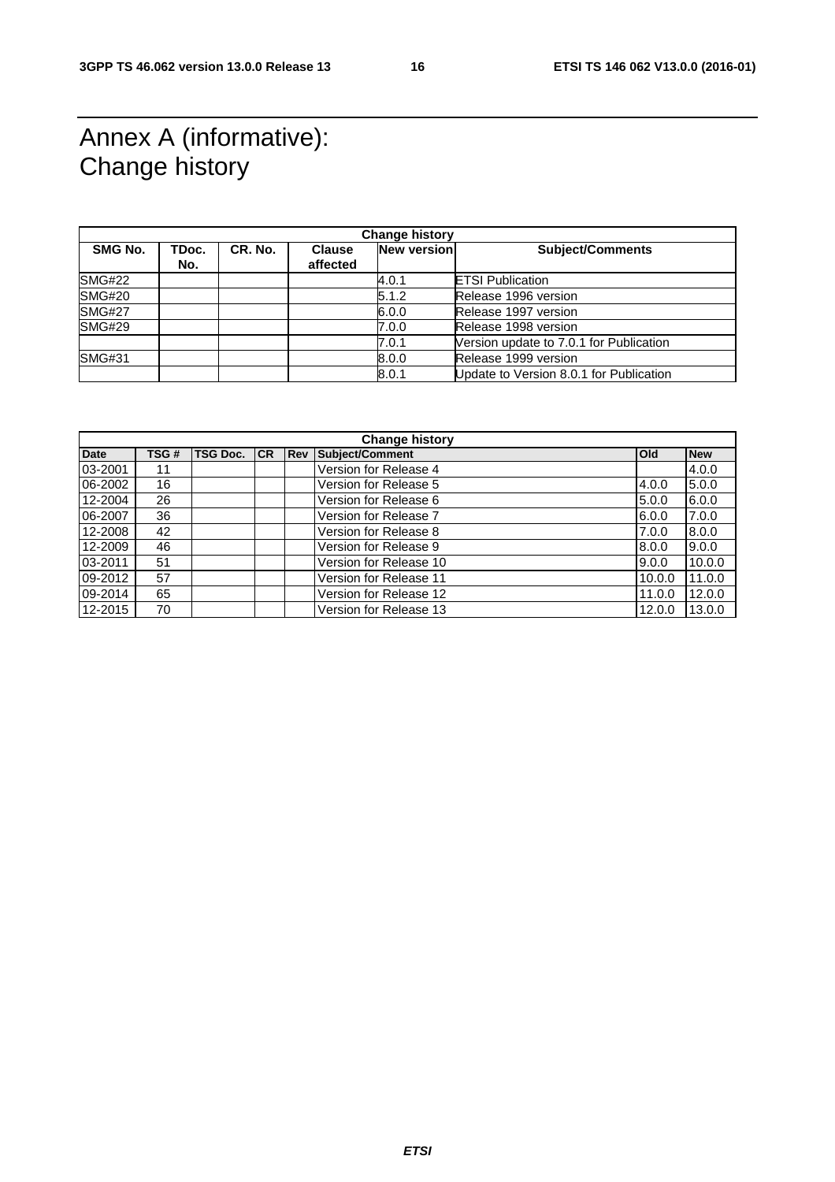# Annex A (informative): Change history

| Change history | | | | | |
|---|---|---|---|---|---|
| **SMG No.** | **TDoc. No.** | **CR. No.** | **Clause affected** | **New version** | **Subject/Comments** |
| SMG#22 | | | | 4.0.1 | ETSI Publication |
| SMG#20 | | | | 5.1.2 | Release 1996 version |
| SMG#27 | | | | 6.0.0 | Release 1997 version |
| SMG#29 | | | | 7.0.0 | Release 1998 version |
| | | | | 7.0.1 | Version update to 7.0.1 for Publication |
| SMG#31 | | | | 8.0.0 | Release 1999 version |
| | | | | 8.0.1 | Update to Version 8.0.1 for Publication |

| Change history | | | | | | | |
|---|---|---|---|---|---|---|---|
| **Date** | **TSG #** | **TSG Doc.** | **CR** | **Rev** | **Subject/Comment** | **Old** | **New** |
| 03-2001 | 11 | | | | Version for Release 4 | | 4.0.0 |
| 06-2002 | 16 | | | | Version for Release 5 | 4.0.0 | 5.0.0 |
| 12-2004 | 26 | | | | Version for Release 6 | 5.0.0 | 6.0.0 |
| 06-2007 | 36 | | | | Version for Release 7 | 6.0.0 | 7.0.0 |
| 12-2008 | 42 | | | | Version for Release 8 | 7.0.0 | 8.0.0 |
| 12-2009 | 46 | | | | Version for Release 9 | 8.0.0 | 9.0.0 |
| 03-2011 | 51 | | | | Version for Release 10 | 9.0.0 | 10.0.0 |
| 09-2012 | 57 | | | | Version for Release 11 | 10.0.0 | 11.0.0 |
| 09-2014 | 65 | | | | Version for Release 12 | 11.0.0 | 12.0.0 |
| 12-2015 | 70 | | | | Version for Release 13 | 12.0.0 | 13.0.0 |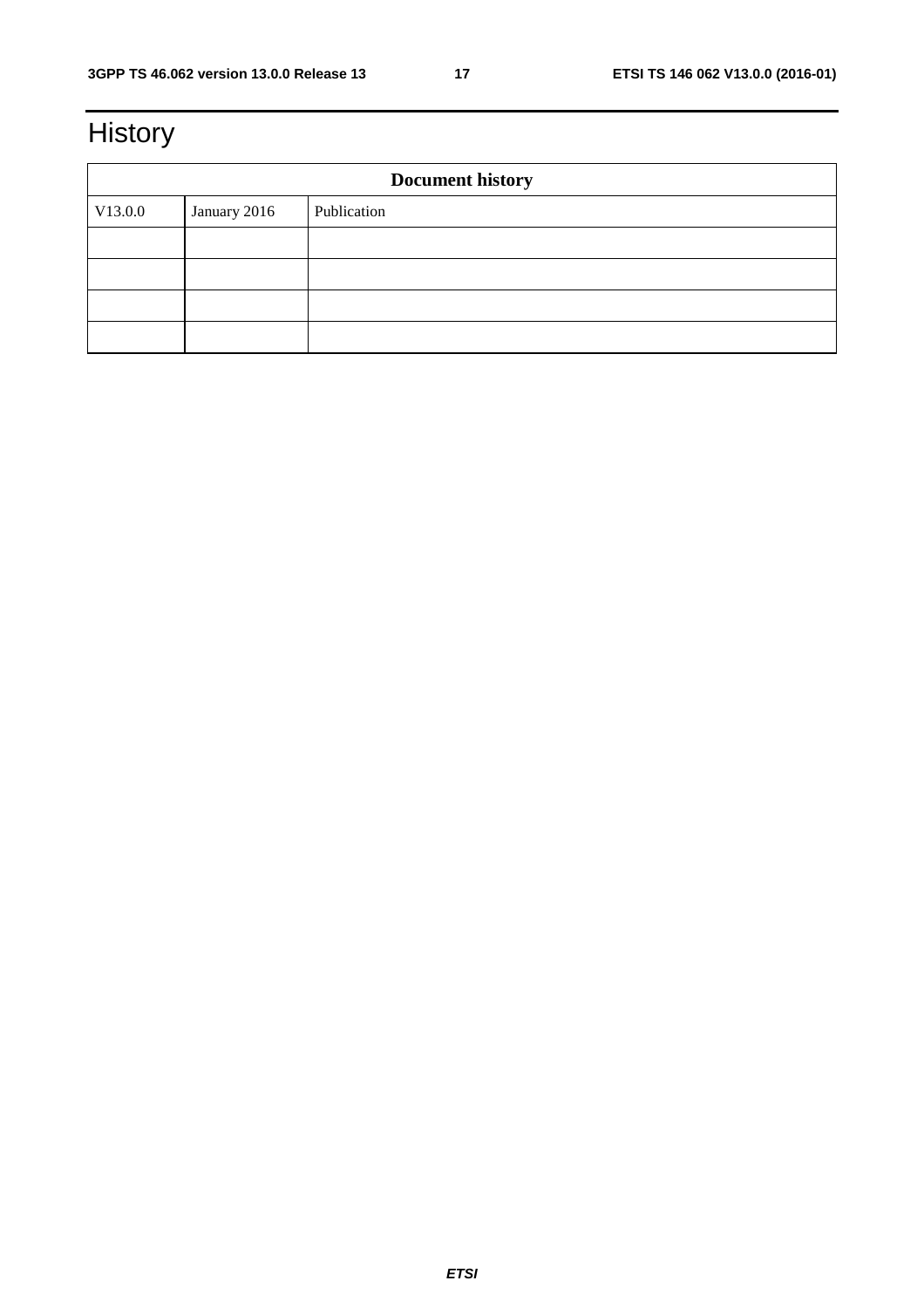# History

| Document history | | |
|---|---|---|
| V13.0.0 | January 2016 | Publication |
| | | |
| | | |
| | | |
| | | |